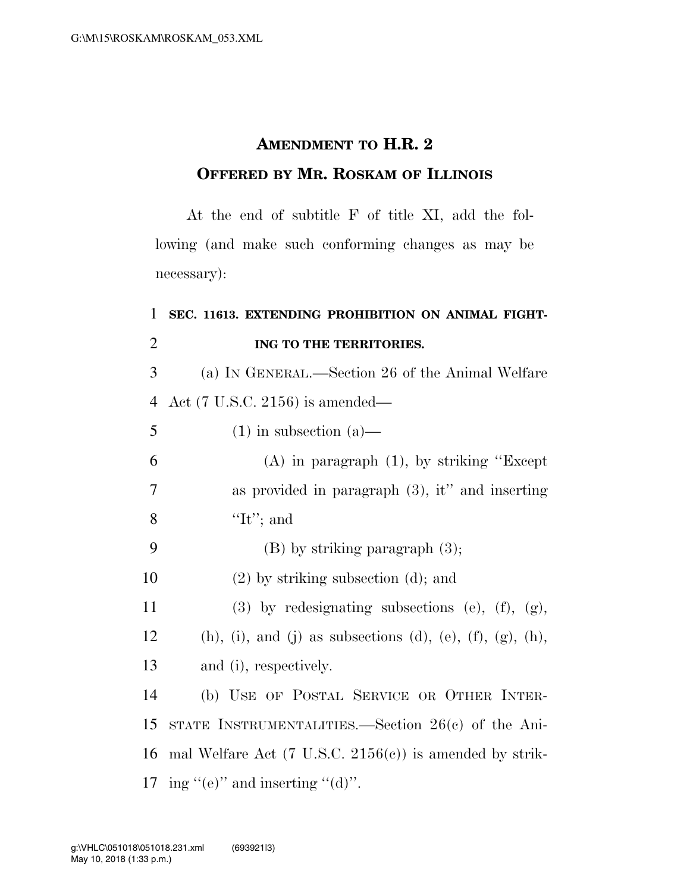# AMENDMENT TO H.R. 2

## OFFERED BY MR. ROSKAM OF ILLINOIS

At the end of subtitle F of title XI, add the following (and make such conforming changes as may be necessary):

**SEC. 11613. EXTENDING PROHIBITION ON ANIMAL FIGHTING TO THE TERRITORIES.**

(a) IN GENERAL.—Section 26 of the Animal Welfare Act (7 U.S.C. 2156) is amended—

(1) in subsection (a)—

(A) in paragraph (1), by striking "Except as provided in paragraph (3), it" and inserting "It"; and

(B) by striking paragraph (3);

(2) by striking subsection (d); and

(3) by redesignating subsections (e), (f), (g), (h), (i), and (j) as subsections (d), (e), (f), (g), (h), and (i), respectively.

(b) USE OF POSTAL SERVICE OR OTHER INTERSTATE INSTRUMENTALITIES.—Section 26(c) of the Animal Welfare Act (7 U.S.C. 2156(c)) is amended by striking "(e)" and inserting "(d)".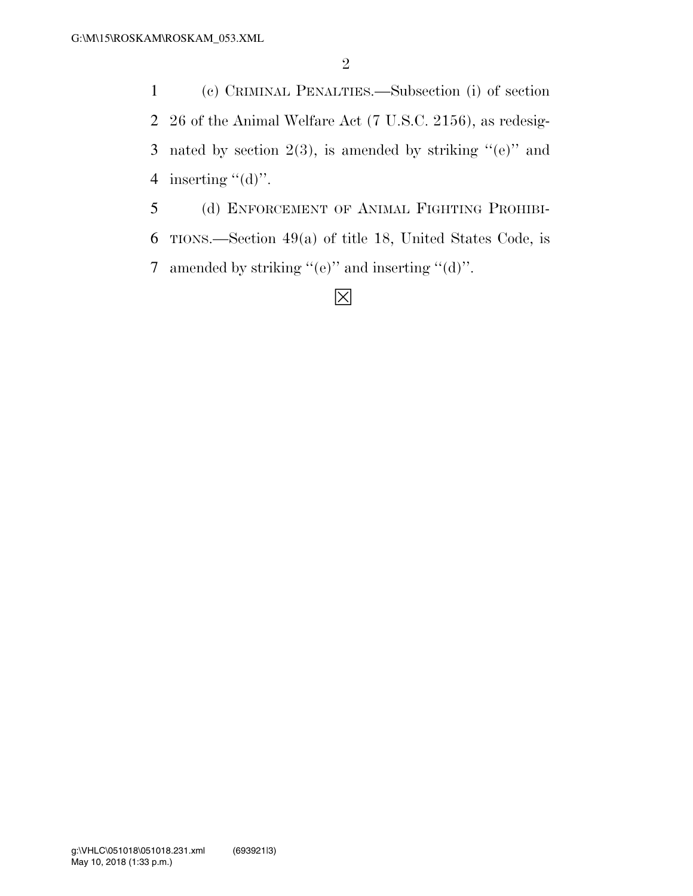(c) Criminal Penalties.—Subsection (i) of section 26 of the Animal Welfare Act (7 U.S.C. 2156), as redesignated by section 2(3), is amended by striking ''(e)'' and inserting ''(d)''.

(d) Enforcement of Animal Fighting Prohibitions.—Section 49(a) of title 18, United States Code, is amended by striking ''(e)'' and inserting ''(d)''.

☒